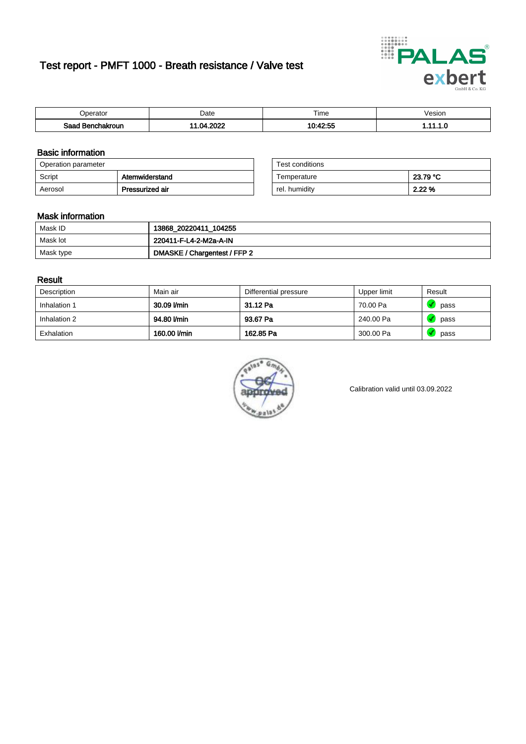# Test report - PMFT 1000 - Breath resistance / Valve test

| Operator | Date | Time | Vesion |
|---|---|---|---|
| **Saad Benchakroun** | **11.04.2022** | **10:42:55** | **1.11.1.0** |

## Basic information

| Operation parameter | |
|---|---|
| Script | **Atemwiderstand** |
| Aerosol | **Pressurized air** |

| Test conditions | |
|---|---|
| Temperature | **23.79 °C** |
| rel. humidity | **2.22 %** |

## Mask information

| | |
|---|---|
| Mask ID | **13868_20220411_104255** |
| Mask lot | **220411-F-L4-2-M2a-A-IN** |
| Mask type | **DMASKE / Chargentest / FFP 2** |

## Result

| Description | Main air | Differential pressure | Upper limit | Result |
|---|---|---|---|---|
| Inhalation 1 | **30.09 l/min** | **31.12 Pa** | 70.00 Pa | pass |
| Inhalation 2 | **94.80 l/min** | **93.67 Pa** | 240.00 Pa | pass |
| Exhalation | **160.00 l/min** | **162.85 Pa** | 300.00 Pa | pass |

Calibration valid until 03.09.2022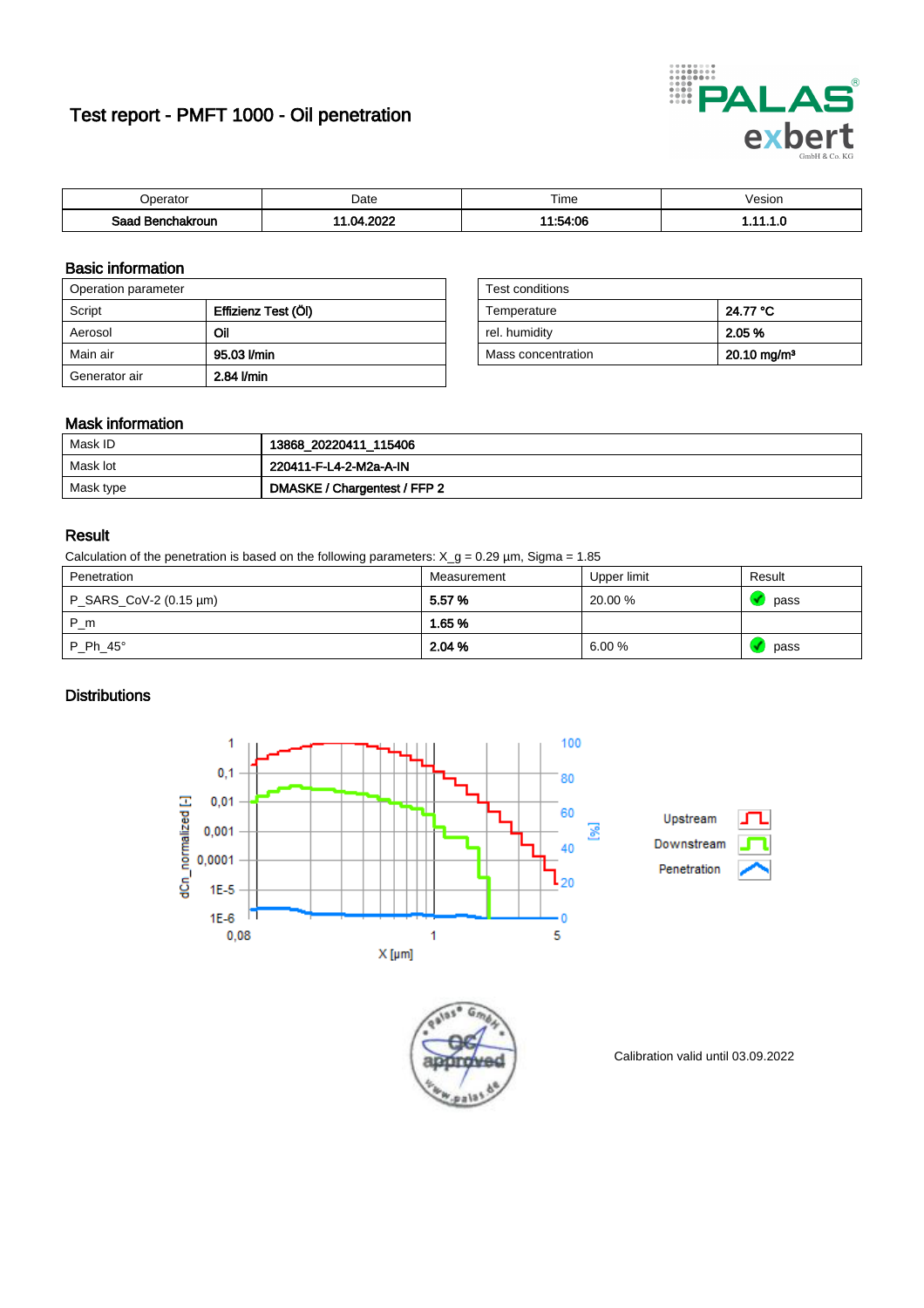# Test report - PMFT 1000 - Oil penetration

PALAS exbert GmbH & Co. KG

| Operator | Date | Time | Vesion |
|---|---|---|---|
| **Saad Benchakroun** | **11.04.2022** | **11:54:06** | **1.11.1.0** |

## Basic information

| Operation parameter | |
|---|---|
| Script | **Effizienz Test (Öl)** |
| Aerosol | **Oil** |
| Main air | **95.03 l/min** |
| Generator air | **2.84 l/min** |

| Test conditions | |
|---|---|
| Temperature | **24.77 °C** |
| rel. humidity | **2.05 %** |
| Mass concentration | **20.10 mg/m³** |

## Mask information

| | |
|---|---|
| Mask ID | **13868_20220411_115406** |
| Mask lot | **220411-F-L4-2-M2a-A-IN** |
| Mask type | **DMASKE / Chargentest / FFP 2** |

## Result

Calculation of the penetration is based on the following parameters: X_g = 0.29 µm, Sigma = 1.85

| Penetration | Measurement | Upper limit | Result |
|---|---|---|---|
| P_SARS_CoV-2 (0.15 µm) | **5.57 %** | 20.00 % | pass |
| P_m | **1.65 %** | | |
| P_Ph_45° | **2.04 %** | 6.00 % | pass |

## Distributions

dCn_normalized [-]
1
0,1
0,01
0,001
0,0001
1E-5
1E-6
0,08
1
5
X [µm]
[%]
100
80
60
40
20
0
Upstream
Downstream
Penetration

Palas® GmbH QC approved www.palas.de

Calibration valid until 03.09.2022